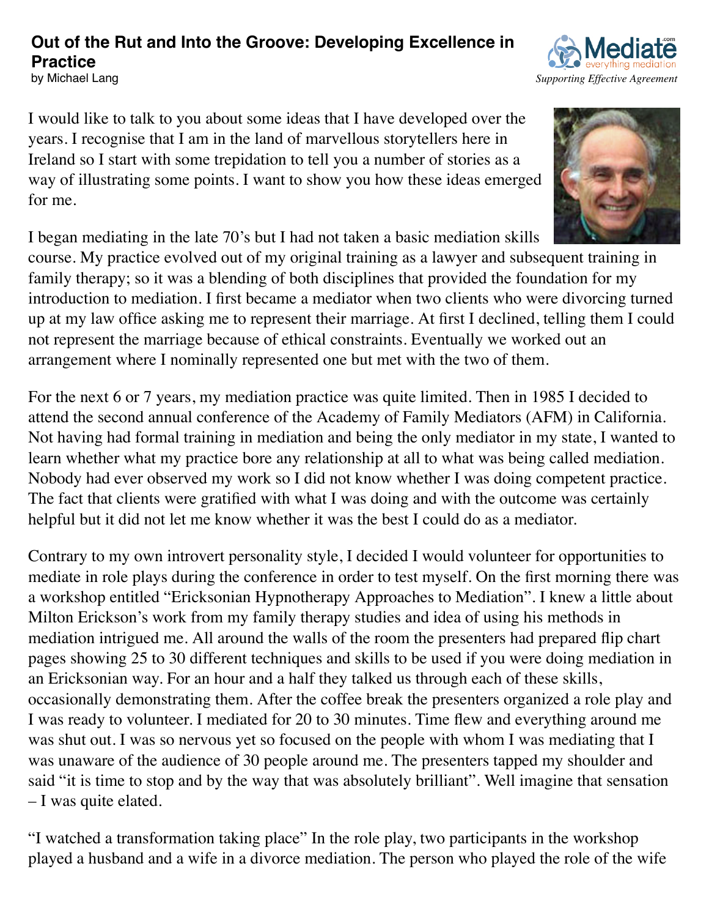# Out of the Rut and Into the Groove: Developing Excellence in Practice

by Michael Lang

I would like to talk to you about some ideas that I have developed over the years. I recognise that I am in the land of marvellous storytellers here in Ireland so I start with some trepidation to tell you a number of stories as a way of illustrating some points. I want to show you how these ideas emerged for me.

I began mediating in the late 70's but I had not taken a basic mediation skills course. My practice evolved out of my original training as a lawyer and subsequent training in family therapy; so it was a blending of both disciplines that provided the foundation for my introduction to mediation. I first became a mediator when two clients who were divorcing turned up at my law office asking me to represent their marriage. At first I declined, telling them I could not represent the marriage because of ethical constraints. Eventually we worked out an arrangement where I nominally represented one but met with the two of them.

For the next 6 or 7 years, my mediation practice was quite limited. Then in 1985 I decided to attend the second annual conference of the Academy of Family Mediators (AFM) in California. Not having had formal training in mediation and being the only mediator in my state, I wanted to learn whether what my practice bore any relationship at all to what was being called mediation. Nobody had ever observed my work so I did not know whether I was doing competent practice. The fact that clients were gratified with what I was doing and with the outcome was certainly helpful but it did not let me know whether it was the best I could do as a mediator.

Contrary to my own introvert personality style, I decided I would volunteer for opportunities to mediate in role plays during the conference in order to test myself. On the first morning there was a workshop entitled "Ericksonian Hypnotherapy Approaches to Mediation". I knew a little about Milton Erickson's work from my family therapy studies and idea of using his methods in mediation intrigued me. All around the walls of the room the presenters had prepared flip chart pages showing 25 to 30 different techniques and skills to be used if you were doing mediation in an Ericksonian way. For an hour and a half they talked us through each of these skills, occasionally demonstrating them. After the coffee break the presenters organized a role play and I was ready to volunteer. I mediated for 20 to 30 minutes. Time flew and everything around me was shut out. I was so nervous yet so focused on the people with whom I was mediating that I was unaware of the audience of 30 people around me. The presenters tapped my shoulder and said "it is time to stop and by the way that was absolutely brilliant". Well imagine that sensation – I was quite elated.

"I watched a transformation taking place" In the role play, two participants in the workshop played a husband and a wife in a divorce mediation. The person who played the role of the wife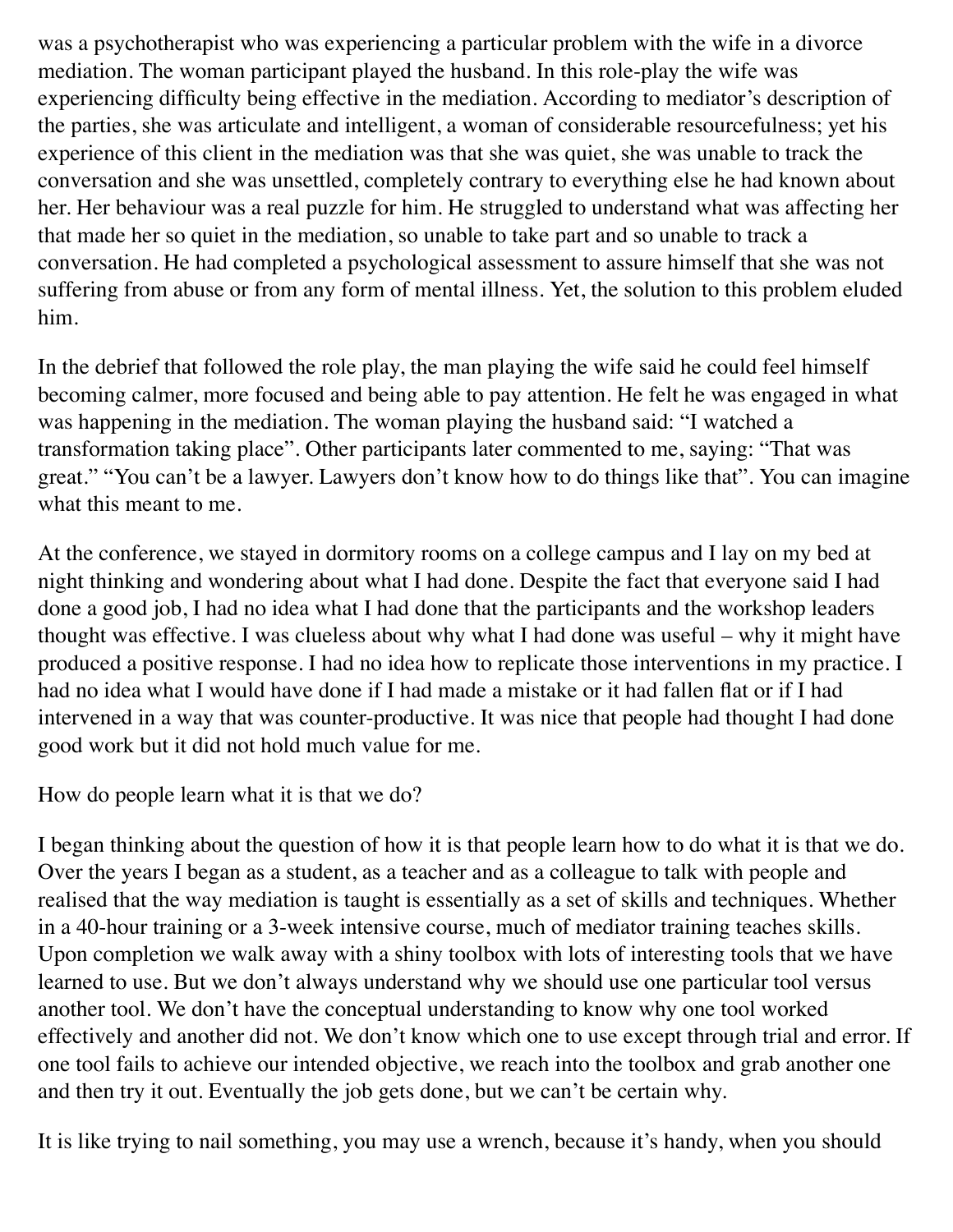was a psychotherapist who was experiencing a particular problem with the wife in a divorce mediation. The woman participant played the husband. In this role-play the wife was experiencing difficulty being effective in the mediation. According to mediator's description of the parties, she was articulate and intelligent, a woman of considerable resourcefulness; yet his experience of this client in the mediation was that she was quiet, she was unable to track the conversation and she was unsettled, completely contrary to everything else he had known about her. Her behaviour was a real puzzle for him. He struggled to understand what was affecting her that made her so quiet in the mediation, so unable to take part and so unable to track a conversation. He had completed a psychological assessment to assure himself that she was not suffering from abuse or from any form of mental illness. Yet, the solution to this problem eluded him.

In the debrief that followed the role play, the man playing the wife said he could feel himself becoming calmer, more focused and being able to pay attention. He felt he was engaged in what was happening in the mediation. The woman playing the husband said: "I watched a transformation taking place". Other participants later commented to me, saying: "That was great." "You can't be a lawyer. Lawyers don't know how to do things like that". You can imagine what this meant to me.

At the conference, we stayed in dormitory rooms on a college campus and I lay on my bed at night thinking and wondering about what I had done. Despite the fact that everyone said I had done a good job, I had no idea what I had done that the participants and the workshop leaders thought was effective. I was clueless about why what I had done was useful – why it might have produced a positive response. I had no idea how to replicate those interventions in my practice. I had no idea what I would have done if I had made a mistake or it had fallen flat or if I had intervened in a way that was counter-productive. It was nice that people had thought I had done good work but it did not hold much value for me.

How do people learn what it is that we do?

I began thinking about the question of how it is that people learn how to do what it is that we do. Over the years I began as a student, as a teacher and as a colleague to talk with people and realised that the way mediation is taught is essentially as a set of skills and techniques. Whether in a 40-hour training or a 3-week intensive course, much of mediator training teaches skills. Upon completion we walk away with a shiny toolbox with lots of interesting tools that we have learned to use. But we don't always understand why we should use one particular tool versus another tool. We don't have the conceptual understanding to know why one tool worked effectively and another did not. We don't know which one to use except through trial and error. If one tool fails to achieve our intended objective, we reach into the toolbox and grab another one and then try it out. Eventually the job gets done, but we can't be certain why.

It is like trying to nail something, you may use a wrench, because it's handy, when you should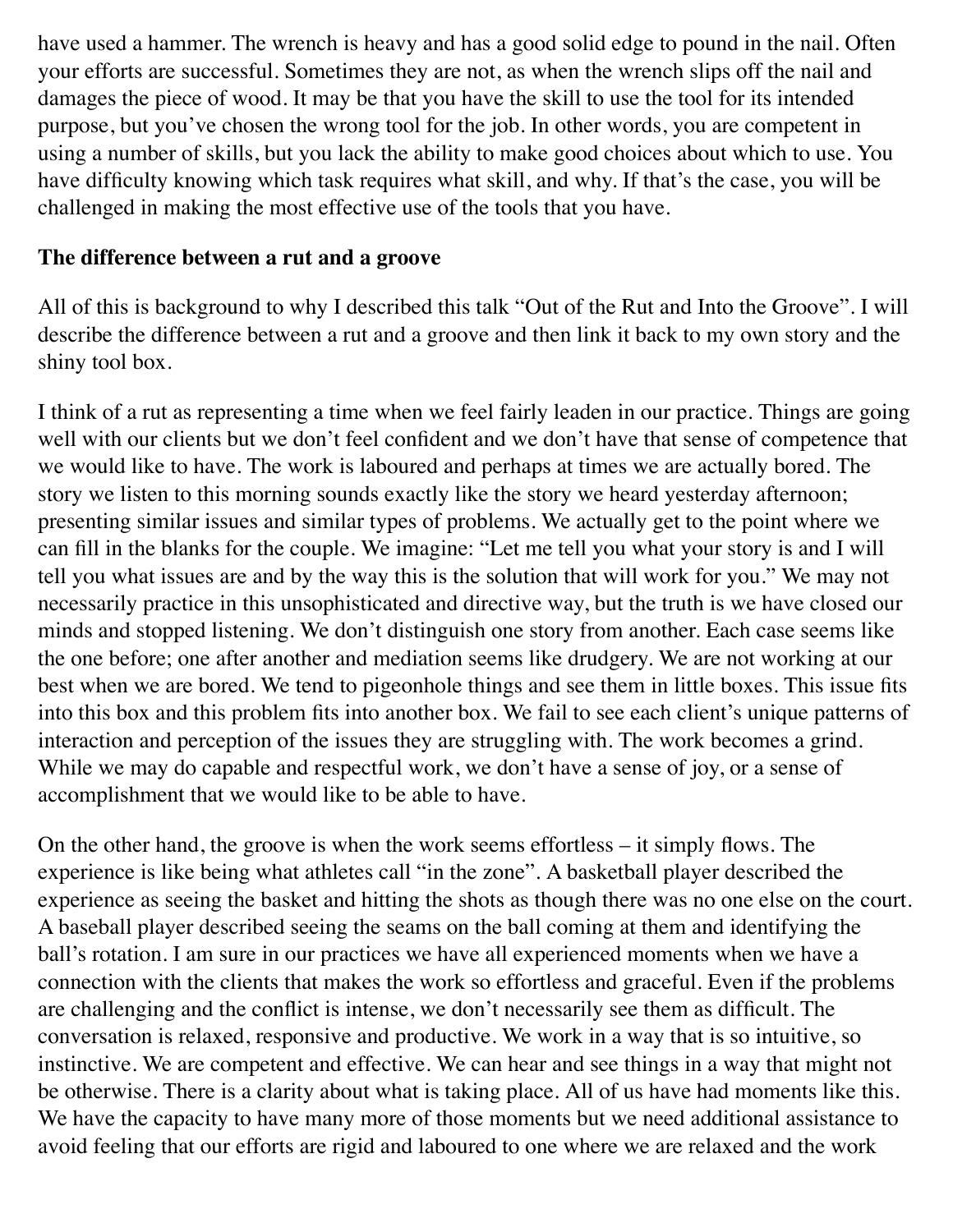have used a hammer. The wrench is heavy and has a good solid edge to pound in the nail. Often your efforts are successful. Sometimes they are not, as when the wrench slips off the nail and damages the piece of wood. It may be that you have the skill to use the tool for its intended purpose, but you've chosen the wrong tool for the job. In other words, you are competent in using a number of skills, but you lack the ability to make good choices about which to use. You have difficulty knowing which task requires what skill, and why. If that's the case, you will be challenged in making the most effective use of the tools that you have.

**The difference between a rut and a groove**

All of this is background to why I described this talk "Out of the Rut and Into the Groove". I will describe the difference between a rut and a groove and then link it back to my own story and the shiny tool box.

I think of a rut as representing a time when we feel fairly leaden in our practice. Things are going well with our clients but we don't feel confident and we don't have that sense of competence that we would like to have. The work is laboured and perhaps at times we are actually bored. The story we listen to this morning sounds exactly like the story we heard yesterday afternoon; presenting similar issues and similar types of problems. We actually get to the point where we can fill in the blanks for the couple. We imagine: "Let me tell you what your story is and I will tell you what issues are and by the way this is the solution that will work for you." We may not necessarily practice in this unsophisticated and directive way, but the truth is we have closed our minds and stopped listening. We don't distinguish one story from another. Each case seems like the one before; one after another and mediation seems like drudgery. We are not working at our best when we are bored. We tend to pigeonhole things and see them in little boxes. This issue fits into this box and this problem fits into another box. We fail to see each client's unique patterns of interaction and perception of the issues they are struggling with. The work becomes a grind. While we may do capable and respectful work, we don't have a sense of joy, or a sense of accomplishment that we would like to be able to have.

On the other hand, the groove is when the work seems effortless – it simply flows. The experience is like being what athletes call "in the zone". A basketball player described the experience as seeing the basket and hitting the shots as though there was no one else on the court. A baseball player described seeing the seams on the ball coming at them and identifying the ball's rotation. I am sure in our practices we have all experienced moments when we have a connection with the clients that makes the work so effortless and graceful. Even if the problems are challenging and the conflict is intense, we don't necessarily see them as difficult. The conversation is relaxed, responsive and productive. We work in a way that is so intuitive, so instinctive. We are competent and effective. We can hear and see things in a way that might not be otherwise. There is a clarity about what is taking place. All of us have had moments like this. We have the capacity to have many more of those moments but we need additional assistance to avoid feeling that our efforts are rigid and laboured to one where we are relaxed and the work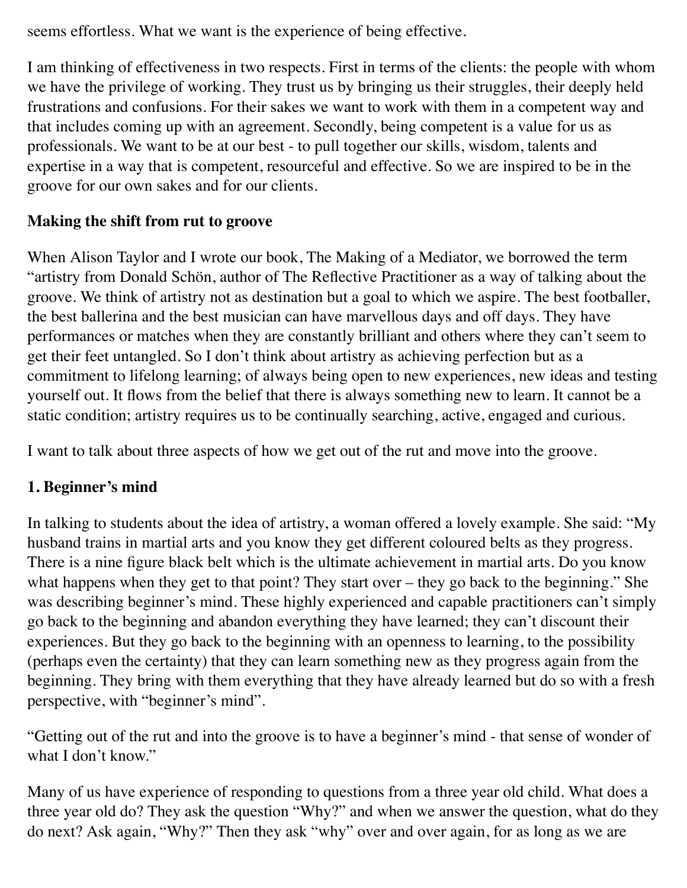seems effortless. What we want is the experience of being effective.

I am thinking of effectiveness in two respects. First in terms of the clients: the people with whom we have the privilege of working. They trust us by bringing us their struggles, their deeply held frustrations and confusions. For their sakes we want to work with them in a competent way and that includes coming up with an agreement. Secondly, being competent is a value for us as professionals. We want to be at our best - to pull together our skills, wisdom, talents and expertise in a way that is competent, resourceful and effective. So we are inspired to be in the groove for our own sakes and for our clients.

**Making the shift from rut to groove**

When Alison Taylor and I wrote our book, The Making of a Mediator, we borrowed the term "artistry from Donald Schön, author of The Reflective Practitioner as a way of talking about the groove. We think of artistry not as destination but a goal to which we aspire. The best footballer, the best ballerina and the best musician can have marvellous days and off days. They have performances or matches when they are constantly brilliant and others where they can't seem to get their feet untangled. So I don't think about artistry as achieving perfection but as a commitment to lifelong learning; of always being open to new experiences, new ideas and testing yourself out. It flows from the belief that there is always something new to learn. It cannot be a static condition; artistry requires us to be continually searching, active, engaged and curious.

I want to talk about three aspects of how we get out of the rut and move into the groove.

**1. Beginner's mind**

In talking to students about the idea of artistry, a woman offered a lovely example. She said: "My husband trains in martial arts and you know they get different coloured belts as they progress. There is a nine figure black belt which is the ultimate achievement in martial arts. Do you know what happens when they get to that point? They start over – they go back to the beginning." She was describing beginner's mind. These highly experienced and capable practitioners can't simply go back to the beginning and abandon everything they have learned; they can't discount their experiences. But they go back to the beginning with an openness to learning, to the possibility (perhaps even the certainty) that they can learn something new as they progress again from the beginning. They bring with them everything that they have already learned but do so with a fresh perspective, with "beginner's mind".

"Getting out of the rut and into the groove is to have a beginner's mind - that sense of wonder of what I don't know."

Many of us have experience of responding to questions from a three year old child. What does a three year old do? They ask the question "Why?" and when we answer the question, what do they do next? Ask again, "Why?" Then they ask "why" over and over again, for as long as we are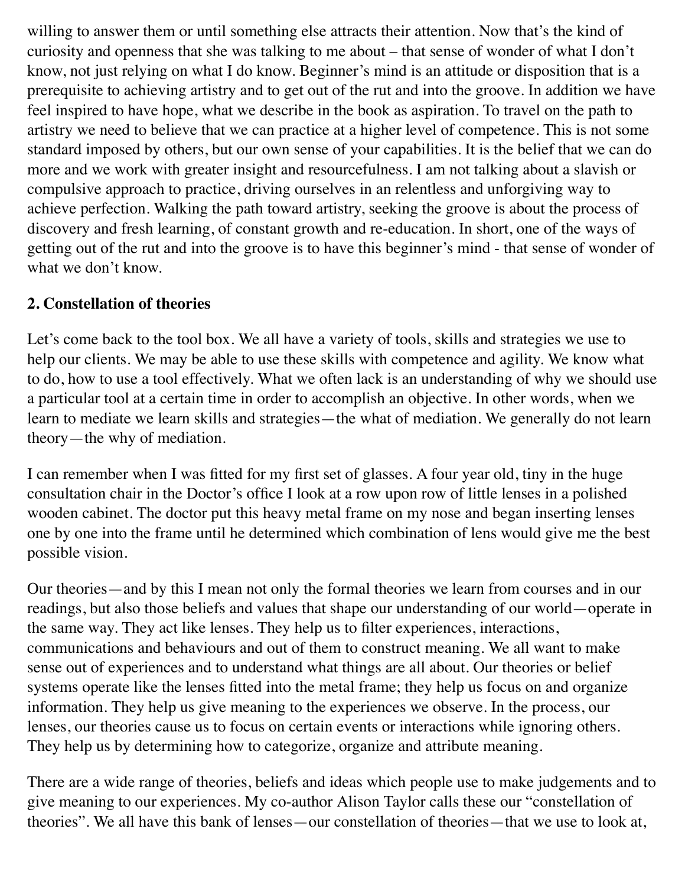willing to answer them or until something else attracts their attention. Now that's the kind of curiosity and openness that she was talking to me about – that sense of wonder of what I don't know, not just relying on what I do know. Beginner's mind is an attitude or disposition that is a prerequisite to achieving artistry and to get out of the rut and into the groove. In addition we have feel inspired to have hope, what we describe in the book as aspiration. To travel on the path to artistry we need to believe that we can practice at a higher level of competence. This is not some standard imposed by others, but our own sense of your capabilities. It is the belief that we can do more and we work with greater insight and resourcefulness. I am not talking about a slavish or compulsive approach to practice, driving ourselves in an relentless and unforgiving way to achieve perfection. Walking the path toward artistry, seeking the groove is about the process of discovery and fresh learning, of constant growth and re-education. In short, one of the ways of getting out of the rut and into the groove is to have this beginner's mind - that sense of wonder of what we don't know.

**2. Constellation of theories**

Let's come back to the tool box. We all have a variety of tools, skills and strategies we use to help our clients. We may be able to use these skills with competence and agility. We know what to do, how to use a tool effectively. What we often lack is an understanding of why we should use a particular tool at a certain time in order to accomplish an objective. In other words, when we learn to mediate we learn skills and strategies—the what of mediation. We generally do not learn theory—the why of mediation.

I can remember when I was fitted for my first set of glasses. A four year old, tiny in the huge consultation chair in the Doctor's office I look at a row upon row of little lenses in a polished wooden cabinet. The doctor put this heavy metal frame on my nose and began inserting lenses one by one into the frame until he determined which combination of lens would give me the best possible vision.

Our theories—and by this I mean not only the formal theories we learn from courses and in our readings, but also those beliefs and values that shape our understanding of our world—operate in the same way. They act like lenses. They help us to filter experiences, interactions, communications and behaviours and out of them to construct meaning. We all want to make sense out of experiences and to understand what things are all about. Our theories or belief systems operate like the lenses fitted into the metal frame; they help us focus on and organize information. They help us give meaning to the experiences we observe. In the process, our lenses, our theories cause us to focus on certain events or interactions while ignoring others. They help us by determining how to categorize, organize and attribute meaning.

There are a wide range of theories, beliefs and ideas which people use to make judgements and to give meaning to our experiences. My co-author Alison Taylor calls these our "constellation of theories". We all have this bank of lenses—our constellation of theories—that we use to look at,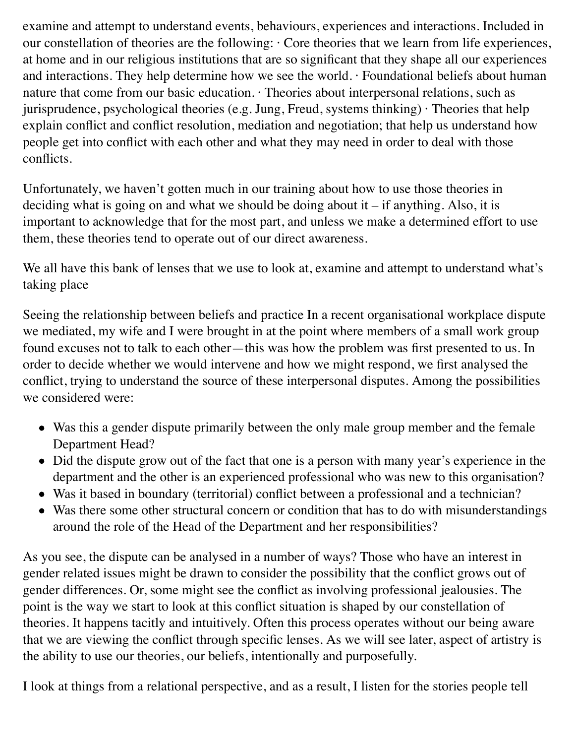examine and attempt to understand events, behaviours, experiences and interactions. Included in our constellation of theories are the following: · Core theories that we learn from life experiences, at home and in our religious institutions that are so significant that they shape all our experiences and interactions. They help determine how we see the world. · Foundational beliefs about human nature that come from our basic education. · Theories about interpersonal relations, such as jurisprudence, psychological theories (e.g. Jung, Freud, systems thinking) · Theories that help explain conflict and conflict resolution, mediation and negotiation; that help us understand how people get into conflict with each other and what they may need in order to deal with those conflicts.

Unfortunately, we haven't gotten much in our training about how to use those theories in deciding what is going on and what we should be doing about it – if anything. Also, it is important to acknowledge that for the most part, and unless we make a determined effort to use them, these theories tend to operate out of our direct awareness.

We all have this bank of lenses that we use to look at, examine and attempt to understand what's taking place

Seeing the relationship between beliefs and practice In a recent organisational workplace dispute we mediated, my wife and I were brought in at the point where members of a small work group found excuses not to talk to each other—this was how the problem was first presented to us. In order to decide whether we would intervene and how we might respond, we first analysed the conflict, trying to understand the source of these interpersonal disputes. Among the possibilities we considered were:

- Was this a gender dispute primarily between the only male group member and the female Department Head?
- Did the dispute grow out of the fact that one is a person with many year's experience in the department and the other is an experienced professional who was new to this organisation?
- Was it based in boundary (territorial) conflict between a professional and a technician?
- Was there some other structural concern or condition that has to do with misunderstandings around the role of the Head of the Department and her responsibilities?

As you see, the dispute can be analysed in a number of ways? Those who have an interest in gender related issues might be drawn to consider the possibility that the conflict grows out of gender differences. Or, some might see the conflict as involving professional jealousies. The point is the way we start to look at this conflict situation is shaped by our constellation of theories. It happens tacitly and intuitively. Often this process operates without our being aware that we are viewing the conflict through specific lenses. As we will see later, aspect of artistry is the ability to use our theories, our beliefs, intentionally and purposefully.

I look at things from a relational perspective, and as a result, I listen for the stories people tell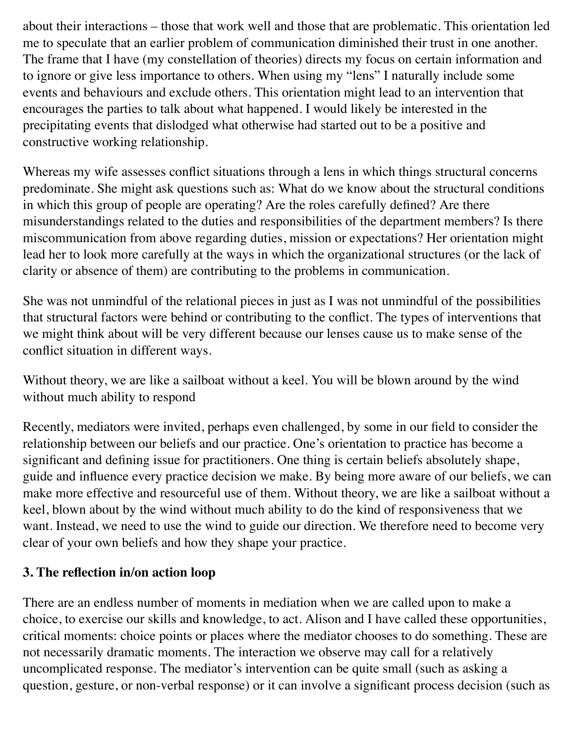about their interactions – those that work well and those that are problematic. This orientation led me to speculate that an earlier problem of communication diminished their trust in one another. The frame that I have (my constellation of theories) directs my focus on certain information and to ignore or give less importance to others. When using my "lens" I naturally include some events and behaviours and exclude others. This orientation might lead to an intervention that encourages the parties to talk about what happened. I would likely be interested in the precipitating events that dislodged what otherwise had started out to be a positive and constructive working relationship.

Whereas my wife assesses conflict situations through a lens in which things structural concerns predominate. She might ask questions such as: What do we know about the structural conditions in which this group of people are operating? Are the roles carefully defined? Are there misunderstandings related to the duties and responsibilities of the department members? Is there miscommunication from above regarding duties, mission or expectations? Her orientation might lead her to look more carefully at the ways in which the organizational structures (or the lack of clarity or absence of them) are contributing to the problems in communication.

She was not unmindful of the relational pieces in just as I was not unmindful of the possibilities that structural factors were behind or contributing to the conflict. The types of interventions that we might think about will be very different because our lenses cause us to make sense of the conflict situation in different ways.

Without theory, we are like a sailboat without a keel. You will be blown around by the wind without much ability to respond

Recently, mediators were invited, perhaps even challenged, by some in our field to consider the relationship between our beliefs and our practice. One's orientation to practice has become a significant and defining issue for practitioners. One thing is certain beliefs absolutely shape, guide and influence every practice decision we make. By being more aware of our beliefs, we can make more effective and resourceful use of them. Without theory, we are like a sailboat without a keel, blown about by the wind without much ability to do the kind of responsiveness that we want. Instead, we need to use the wind to guide our direction. We therefore need to become very clear of your own beliefs and how they shape your practice.

### 3. The reflection in/on action loop

There are an endless number of moments in mediation when we are called upon to make a choice, to exercise our skills and knowledge, to act. Alison and I have called these opportunities, critical moments: choice points or places where the mediator chooses to do something. These are not necessarily dramatic moments. The interaction we observe may call for a relatively uncomplicated response. The mediator's intervention can be quite small (such as asking a question, gesture, or non-verbal response) or it can involve a significant process decision (such as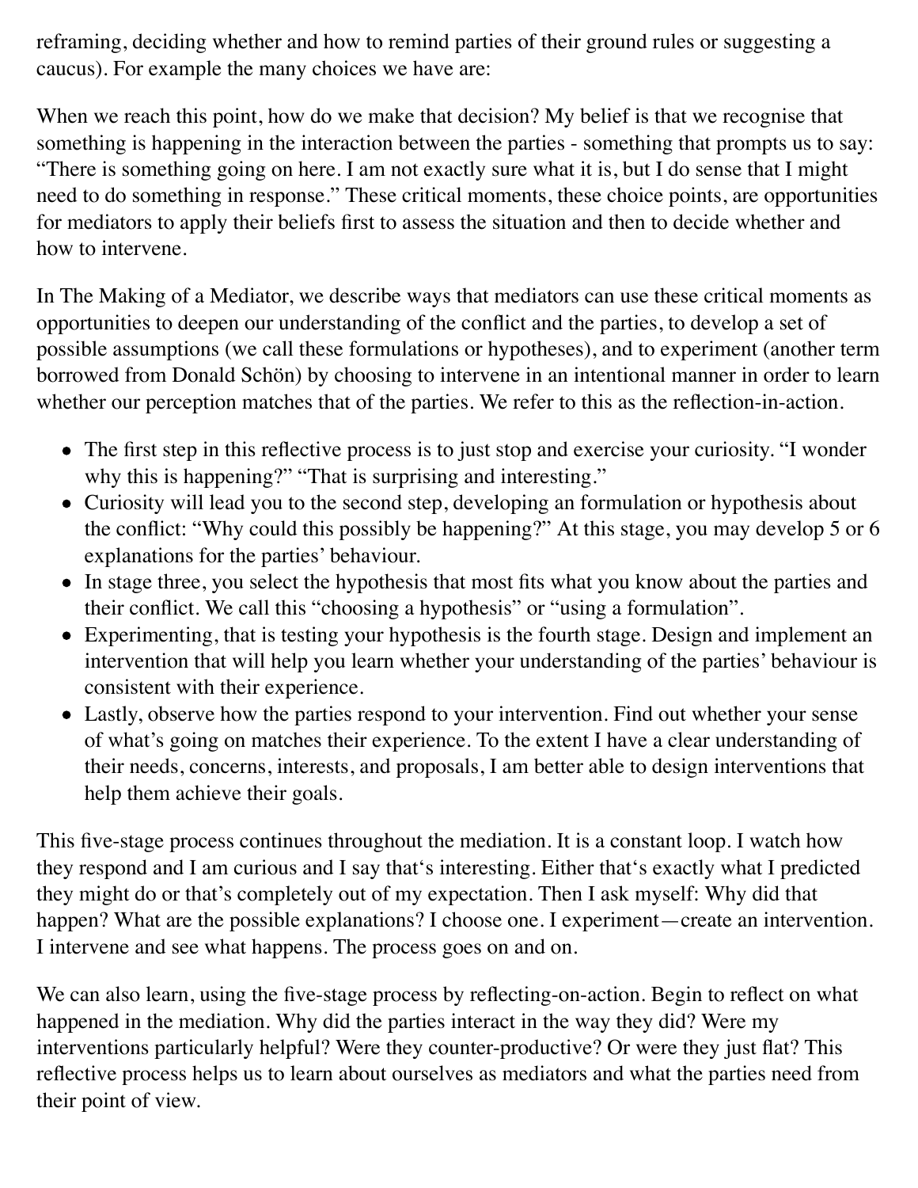reframing, deciding whether and how to remind parties of their ground rules or suggesting a caucus). For example the many choices we have are:

When we reach this point, how do we make that decision? My belief is that we recognise that something is happening in the interaction between the parties - something that prompts us to say: "There is something going on here. I am not exactly sure what it is, but I do sense that I might need to do something in response." These critical moments, these choice points, are opportunities for mediators to apply their beliefs first to assess the situation and then to decide whether and how to intervene.

In The Making of a Mediator, we describe ways that mediators can use these critical moments as opportunities to deepen our understanding of the conflict and the parties, to develop a set of possible assumptions (we call these formulations or hypotheses), and to experiment (another term borrowed from Donald Schön) by choosing to intervene in an intentional manner in order to learn whether our perception matches that of the parties. We refer to this as the reflection-in-action.

- The first step in this reflective process is to just stop and exercise your curiosity. "I wonder why this is happening?" "That is surprising and interesting."
- Curiosity will lead you to the second step, developing an formulation or hypothesis about the conflict: "Why could this possibly be happening?" At this stage, you may develop 5 or 6 explanations for the parties' behaviour.
- In stage three, you select the hypothesis that most fits what you know about the parties and their conflict. We call this "choosing a hypothesis" or "using a formulation".
- Experimenting, that is testing your hypothesis is the fourth stage. Design and implement an intervention that will help you learn whether your understanding of the parties' behaviour is consistent with their experience.
- Lastly, observe how the parties respond to your intervention. Find out whether your sense of what's going on matches their experience. To the extent I have a clear understanding of their needs, concerns, interests, and proposals, I am better able to design interventions that help them achieve their goals.

This five-stage process continues throughout the mediation. It is a constant loop. I watch how they respond and I am curious and I say that's interesting. Either that's exactly what I predicted they might do or that's completely out of my expectation. Then I ask myself: Why did that happen? What are the possible explanations? I choose one. I experiment—create an intervention. I intervene and see what happens. The process goes on and on.

We can also learn, using the five-stage process by reflecting-on-action. Begin to reflect on what happened in the mediation. Why did the parties interact in the way they did? Were my interventions particularly helpful? Were they counter-productive? Or were they just flat? This reflective process helps us to learn about ourselves as mediators and what the parties need from their point of view.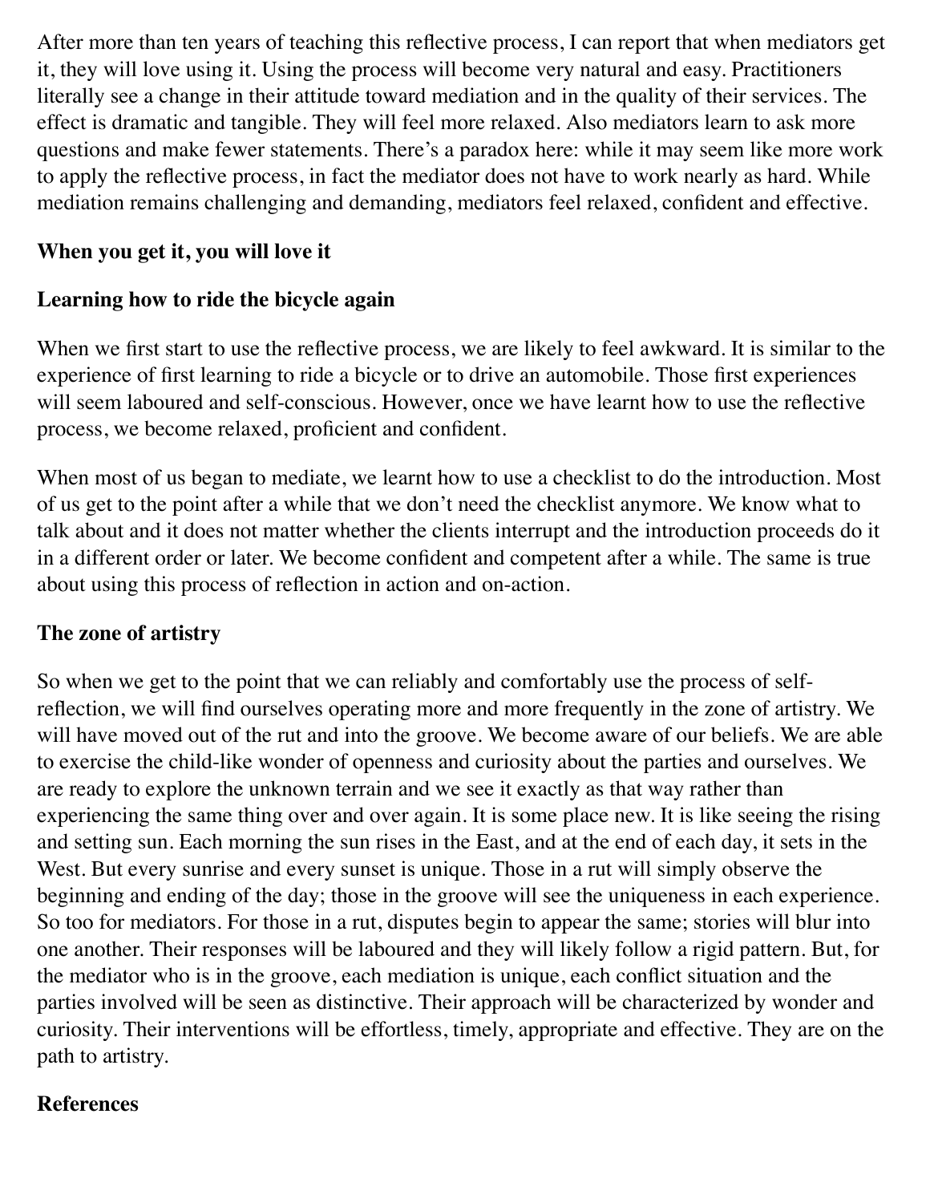After more than ten years of teaching this reflective process, I can report that when mediators get it, they will love using it. Using the process will become very natural and easy. Practitioners literally see a change in their attitude toward mediation and in the quality of their services. The effect is dramatic and tangible. They will feel more relaxed. Also mediators learn to ask more questions and make fewer statements. There's a paradox here: while it may seem like more work to apply the reflective process, in fact the mediator does not have to work nearly as hard. While mediation remains challenging and demanding, mediators feel relaxed, confident and effective.

**When you get it, you will love it**

**Learning how to ride the bicycle again**

When we first start to use the reflective process, we are likely to feel awkward. It is similar to the experience of first learning to ride a bicycle or to drive an automobile. Those first experiences will seem laboured and self-conscious. However, once we have learnt how to use the reflective process, we become relaxed, proficient and confident.

When most of us began to mediate, we learnt how to use a checklist to do the introduction. Most of us get to the point after a while that we don't need the checklist anymore. We know what to talk about and it does not matter whether the clients interrupt and the introduction proceeds do it in a different order or later. We become confident and competent after a while. The same is true about using this process of reflection in action and on-action.

**The zone of artistry**

So when we get to the point that we can reliably and comfortably use the process of self-reflection, we will find ourselves operating more and more frequently in the zone of artistry. We will have moved out of the rut and into the groove. We become aware of our beliefs. We are able to exercise the child-like wonder of openness and curiosity about the parties and ourselves. We are ready to explore the unknown terrain and we see it exactly as that way rather than experiencing the same thing over and over again. It is some place new. It is like seeing the rising and setting sun. Each morning the sun rises in the East, and at the end of each day, it sets in the West. But every sunrise and every sunset is unique. Those in a rut will simply observe the beginning and ending of the day; those in the groove will see the uniqueness in each experience. So too for mediators. For those in a rut, disputes begin to appear the same; stories will blur into one another. Their responses will be laboured and they will likely follow a rigid pattern. But, for the mediator who is in the groove, each mediation is unique, each conflict situation and the parties involved will be seen as distinctive. Their approach will be characterized by wonder and curiosity. Their interventions will be effortless, timely, appropriate and effective. They are on the path to artistry.

**References**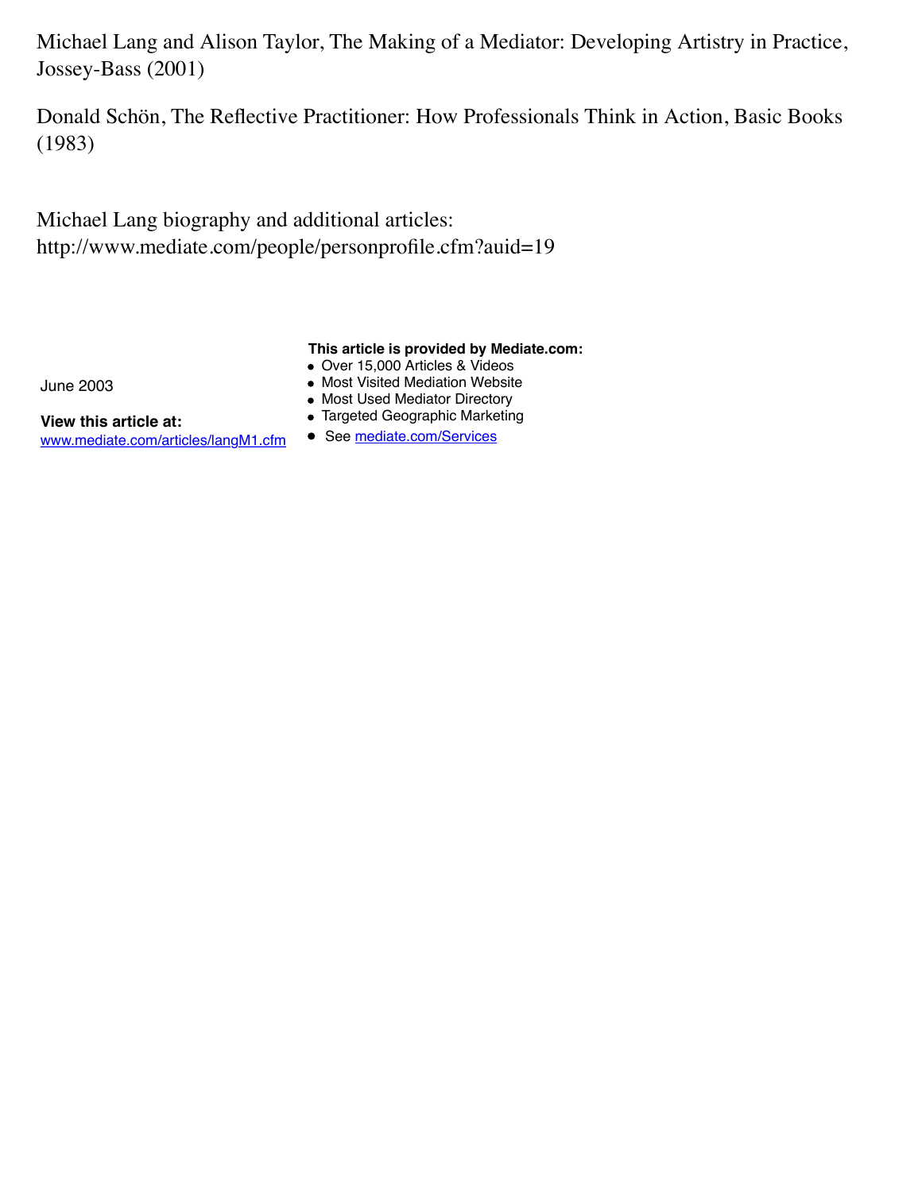Michael Lang and Alison Taylor, The Making of a Mediator: Developing Artistry in Practice, Jossey-Bass (2001)

Donald Schön, The Reflective Practitioner: How Professionals Think in Action, Basic Books (1983)

Michael Lang biography and additional articles: http://www.mediate.com/people/personprofile.cfm?auid=19

June 2003

**View this article at:**
[www.mediate.com/articles/langM1.cfm](www.mediate.com/articles/langM1.cfm)

**This article is provided by Mediate.com:**

- Over 15,000 Articles & Videos
- Most Visited Mediation Website
- Most Used Mediator Directory
- Targeted Geographic Marketing
- See [mediate.com/Services](mediate.com/Services)